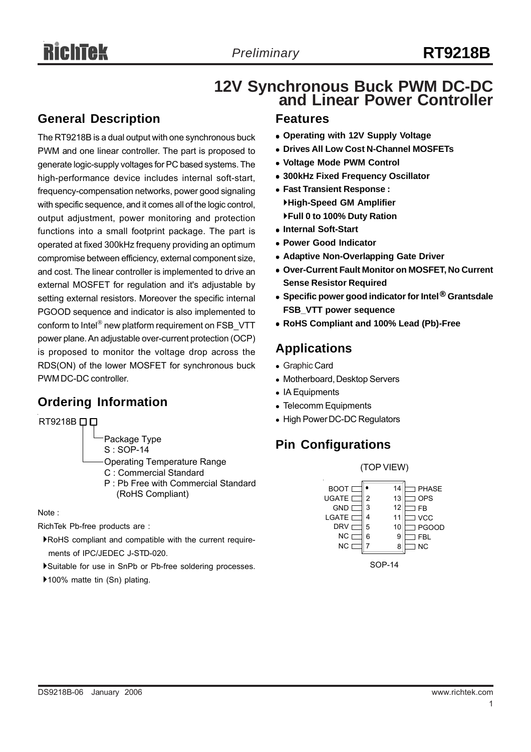# 12V Synchronous Buck PWM DC-DC and Linear Power Controller

## General Description

The RT9218B is a dual output with one synchronous buck PWM and one linear controller. The part is proposed to generate logic-supply voltages for PC based systems. The high-performance device includes internal soft-start, frequency-compensation networks, power good signaling with specific sequence, and it comes all of the logic control, output adjustment, power monitoring and protection functions into a small footprint package. The part is operated at fixed 300kHz frequeny providing an optimum compromise between efficiency, external component size, and cost. The linear controller is implemented to drive an external MOSFET for regulation and it's adjustable by setting external resistors. Moreover the specific internal PGOOD sequence and indicator is also implemented to conform to Intel® new platform requirement on FSB_VTT power plane. An adjustable over-current protection (OCP) is proposed to monitor the voltage drop across the RDS(ON) of the lower MOSFET for synchronous buck PWM DC-DC controller.

## Ordering Information

RT9218B □□

- Package Type
  - S : SOP-14
- Operating Temperature Range
  - C : Commercial Standard
  - P : Pb Free with Commercial Standard (RoHS Compliant)

Note :

RichTek Pb-free products are :

- RoHS compliant and compatible with the current requirements of IPC/JEDEC J-STD-020.
- Suitable for use in SnPb or Pb-free soldering processes.
- 100% matte tin (Sn) plating.

## Features

- **Operating with 12V Supply Voltage**
- **Drives All Low Cost N-Channel MOSFETs**
- **Voltage Mode PWM Control**
- **300kHz Fixed Frequency Oscillator**
- **Fast Transient Response :**
  - **High-Speed GM Amplifier**
  - **Full 0 to 100% Duty Ration**
- **Internal Soft-Start**
- **Power Good Indicator**
- **Adaptive Non-Overlapping Gate Driver**
- **Over-Current Fault Monitor on MOSFET, No Current Sense Resistor Required**
- **Specific power good indicator for Intel® Grantsdale FSB_VTT power sequence**
- **RoHS Compliant and 100% Lead (Pb)-Free**

## Applications

- Graphic Card
- Motherboard, Desktop Servers
- IA Equipments
- Telecomm Equipments
- High Power DC-DC Regulators

## Pin Configurations

(TOP VIEW)

| Pin | Name | Pin | Name |
|---|---|---|---|
| 1 | BOOT | 14 | PHASE |
| 2 | UGATE | 13 | OPS |
| 3 | GND | 12 | FB |
| 4 | LGATE | 11 | VCC |
| 5 | DRV | 10 | PGOOD |
| 6 | NC | 9 | FBL |
| 7 | NC | 8 | NC |

SOP-14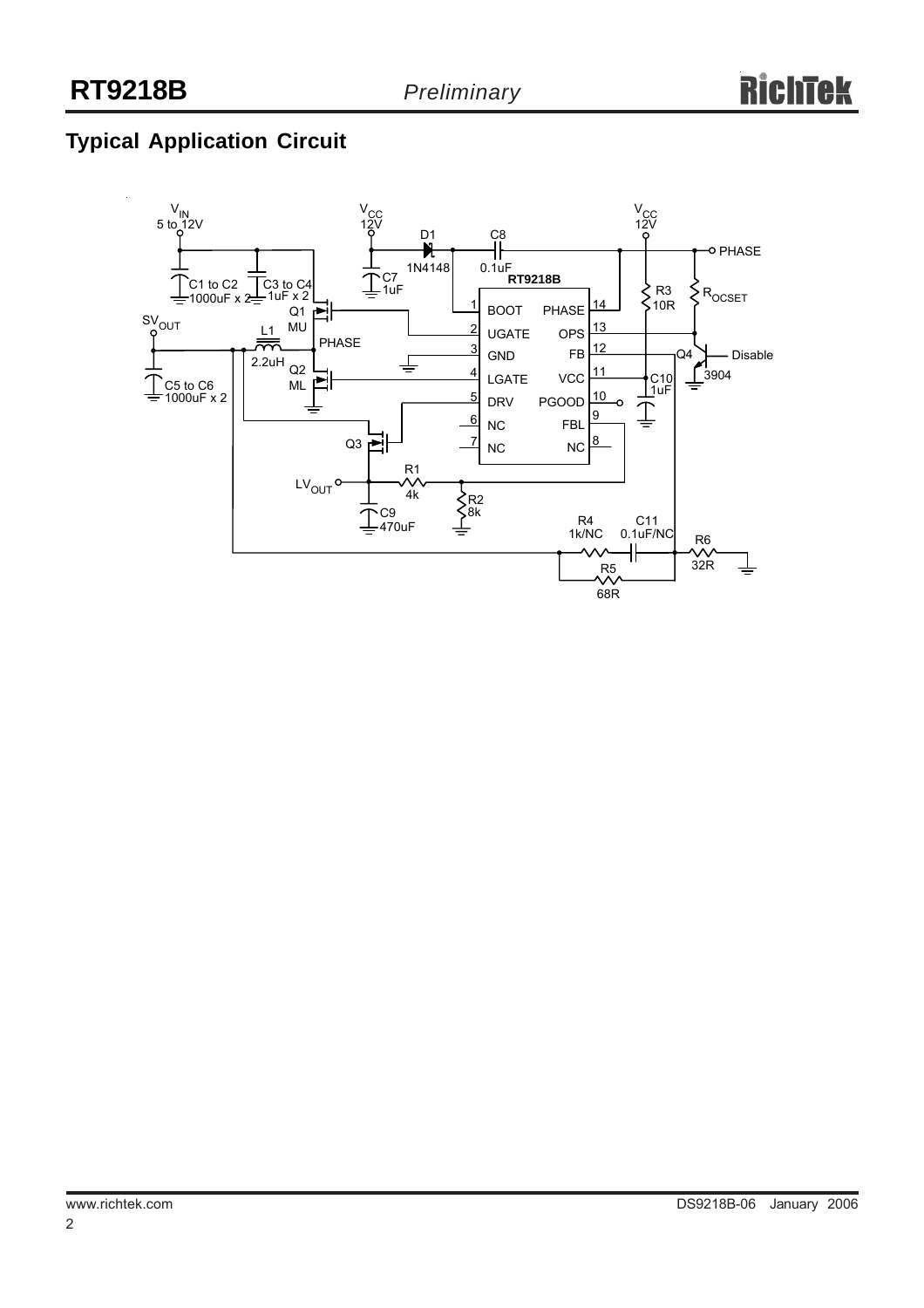## Typical Application Circuit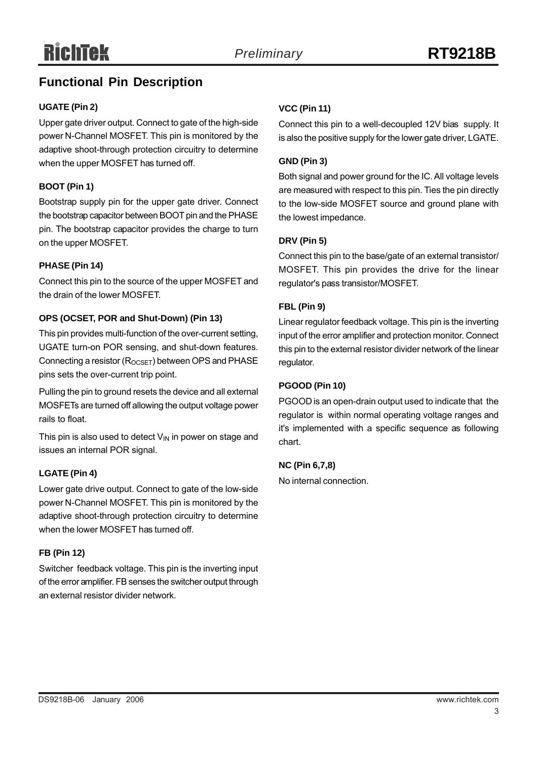## Functional Pin Description

### UGATE (Pin 2)

Upper gate driver output. Connect to gate of the high-side power N-Channel MOSFET. This pin is monitored by the adaptive shoot-through protection circuitry to determine when the upper MOSFET has turned off.

### BOOT (Pin 1)

Bootstrap supply pin for the upper gate driver. Connect the bootstrap capacitor between BOOT pin and the PHASE pin. The bootstrap capacitor provides the charge to turn on the upper MOSFET.

### PHASE (Pin 14)

Connect this pin to the source of the upper MOSFET and the drain of the lower MOSFET.

### OPS (OCSET, POR and Shut-Down) (Pin 13)

This pin provides multi-function of the over-current setting, UGATE turn-on POR sensing, and shut-down features. Connecting a resistor ($R_{OCSET}$) between OPS and PHASE pins sets the over-current trip point.

Pulling the pin to ground resets the device and all external MOSFETs are turned off allowing the output voltage power rails to float.

This pin is also used to detect $V_{IN}$ in power on stage and issues an internal POR signal.

### LGATE (Pin 4)

Lower gate drive output. Connect to gate of the low-side power N-Channel MOSFET. This pin is monitored by the adaptive shoot-through protection circuitry to determine when the lower MOSFET has turned off.

### FB (Pin 12)

Switcher feedback voltage. This pin is the inverting input of the error amplifier. FB senses the switcher output through an external resistor divider network.

### VCC (Pin 11)

Connect this pin to a well-decoupled 12V bias supply. It is also the positive supply for the lower gate driver, LGATE.

### GND (Pin 3)

Both signal and power ground for the IC. All voltage levels are measured with respect to this pin. Ties the pin directly to the low-side MOSFET source and ground plane with the lowest impedance.

### DRV (Pin 5)

Connect this pin to the base/gate of an external transistor/MOSFET. This pin provides the drive for the linear regulator's pass transistor/MOSFET.

### FBL (Pin 9)

Linear regulator feedback voltage. This pin is the inverting input of the error amplifier and protection monitor. Connect this pin to the external resistor divider network of the linear regulator.

### PGOOD (Pin 10)

PGOOD is an open-drain output used to indicate that the regulator is within normal operating voltage ranges and it's implemented with a specific sequence as following chart.

### NC (Pin 6,7,8)

No internal connection.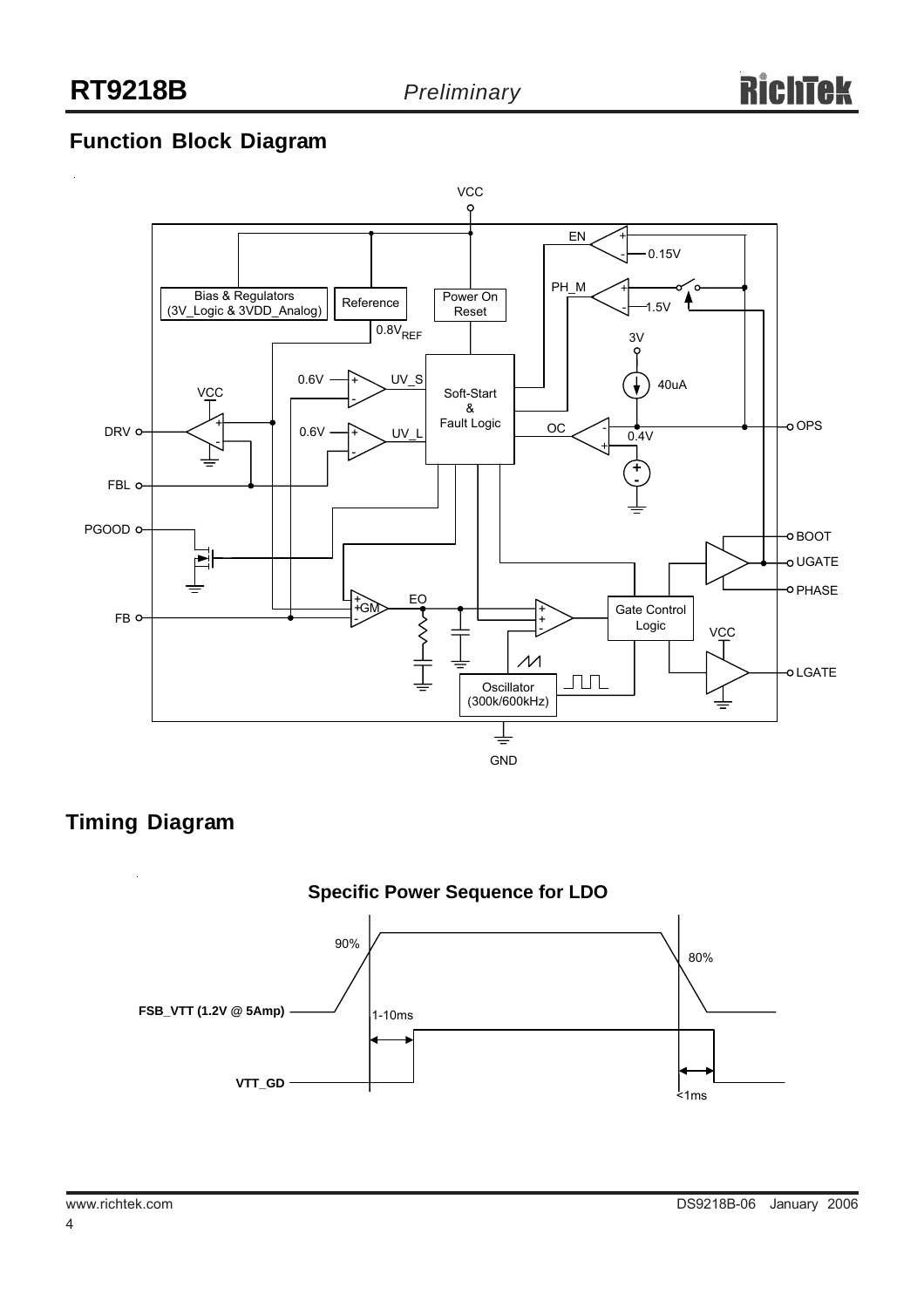## Function Block Diagram

VCC

EN, 0.15V, PH_M, 1.5V, Bias & Regulators (3V_Logic & 3VDD_Analog), Reference, Power On Reset, 0.8V$_{REF}$, 3V, 40uA, 0.6V, UV_S, Soft-Start & Fault Logic, VCC, DRV, 0.6V, UV_L, OC, 0.4V, OPS, FBL, PGOOD, BOOT, UGATE, PHASE, EO, GM, FB, Gate Control Logic, VCC, LGATE, Oscillator (300k/600kHz), GND

## Timing Diagram

**Specific Power Sequence for LDO**

**FSB_VTT (1.2V @ 5Amp)**, 90%, 80%, 1-10ms

**VTT_GD**, <1ms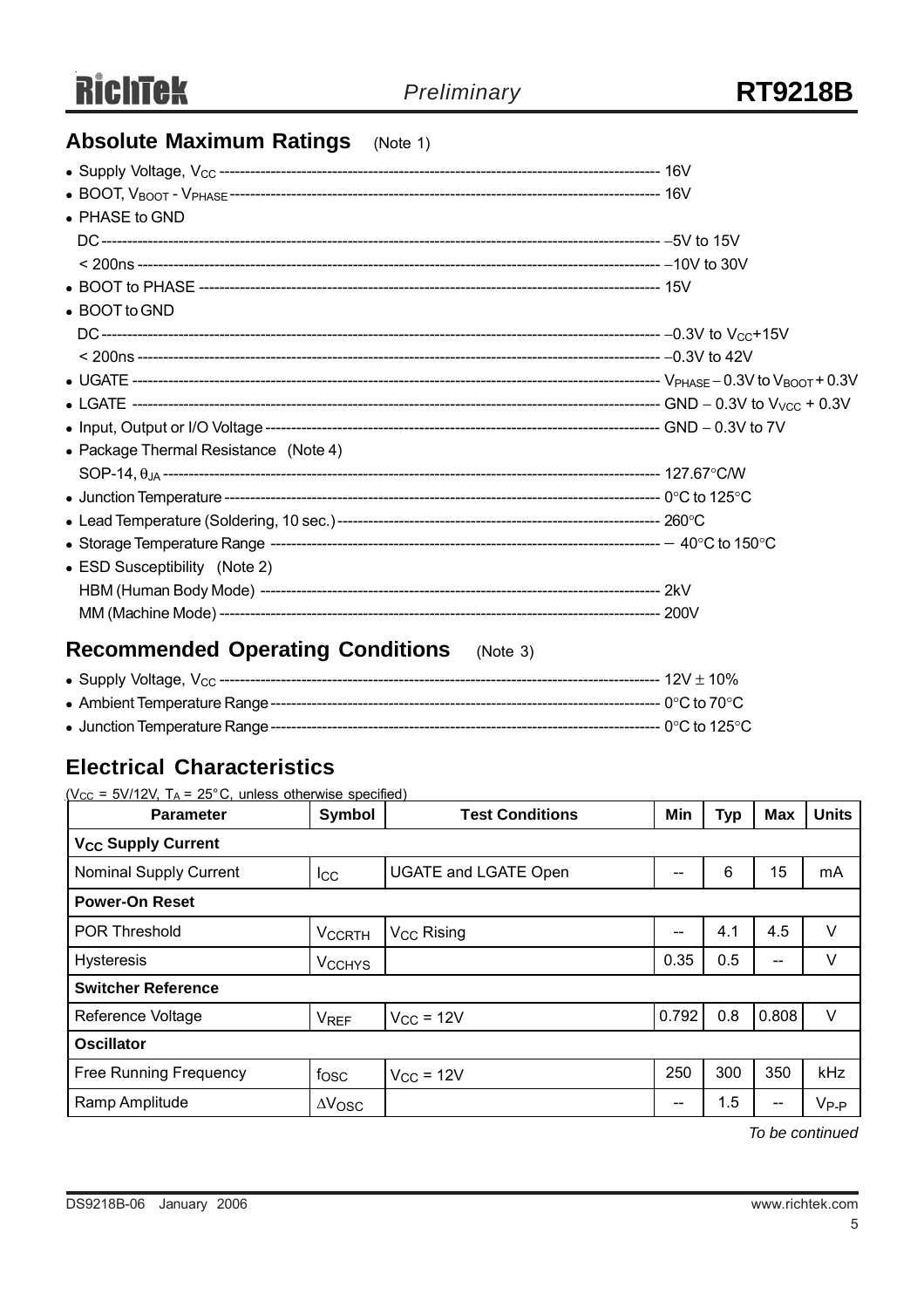## Absolute Maximum Ratings (Note 1)

- Supply Voltage, $V_{CC}$ ---------- 16V
- BOOT, $V_{BOOT}$ - $V_{PHASE}$ ---------- 16V
- PHASE to GND
  - DC ---------- –5V to 15V
  - < 200ns ---------- –10V to 30V
- BOOT to PHASE ---------- 15V
- BOOT to GND
  - DC ---------- –0.3V to $V_{CC}$+15V
  - < 200ns ---------- –0.3V to 42V
- UGATE ---------- $V_{PHASE}$ – 0.3V to $V_{BOOT}$ + 0.3V
- LGATE ---------- GND – 0.3V to $V_{VCC}$ + 0.3V
- Input, Output or I/O Voltage ---------- GND – 0.3V to 7V
- Package Thermal Resistance (Note 4)
  - SOP-14, $\theta_{JA}$ ---------- 127.67°C/W
- Junction Temperature ---------- 0°C to 125°C
- Lead Temperature (Soldering, 10 sec.) ---------- 260°C
- Storage Temperature Range ---------- − 40°C to 150°C
- ESD Susceptibility (Note 2)
  - HBM (Human Body Mode) ---------- 2kV
  - MM (Machine Mode) ---------- 200V

## Recommended Operating Conditions (Note 3)

- Supply Voltage, $V_{CC}$ ---------- 12V ± 10%
- Ambient Temperature Range ---------- 0°C to 70°C
- Junction Temperature Range ---------- 0°C to 125°C

## Electrical Characteristics

($V_{CC}$ = 5V/12V, $T_A$ = 25°C, unless otherwise specified)

| Parameter | Symbol | Test Conditions | Min | Typ | Max | Units |
|---|---|---|---|---|---|---|
| **$V_{CC}$ Supply Current** | | | | | | |
| Nominal Supply Current | $I_{CC}$ | UGATE and LGATE Open | -- | 6 | 15 | mA |
| **Power-On Reset** | | | | | | |
| POR Threshold | $V_{CCRTH}$ | $V_{CC}$ Rising | -- | 4.1 | 4.5 | V |
| Hysteresis | $V_{CCHYS}$ | | 0.35 | 0.5 | -- | V |
| **Switcher Reference** | | | | | | |
| Reference Voltage | $V_{REF}$ | $V_{CC}$ = 12V | 0.792 | 0.8 | 0.808 | V |
| **Oscillator** | | | | | | |
| Free Running Frequency | $f_{OSC}$ | $V_{CC}$ = 12V | 250 | 300 | 350 | kHz |
| Ramp Amplitude | $\Delta V_{OSC}$ | | -- | 1.5 | -- | $V_{P-P}$ |

*To be continued*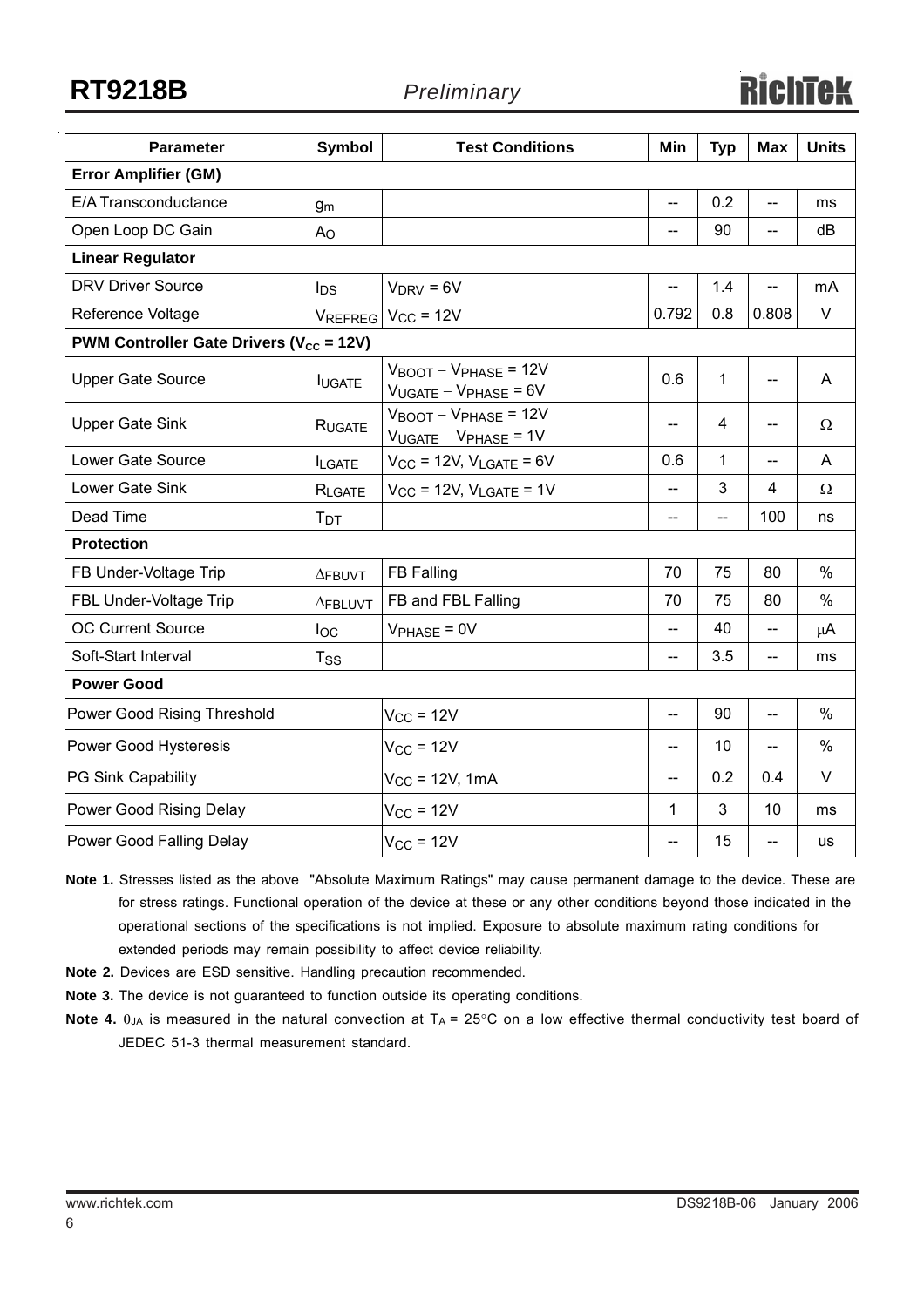| Parameter | Symbol | Test Conditions | Min | Typ | Max | Units |
|---|---|---|---|---|---|---|
| **Error Amplifier (GM)** | | | | | | |
| E/A Transconductance | $g_m$ | | -- | 0.2 | -- | ms |
| Open Loop DC Gain | $A_O$ | | -- | 90 | -- | dB |
| **Linear Regulator** | | | | | | |
| DRV Driver Source | $I_{DS}$ | $V_{DRV}$ = 6V | -- | 1.4 | -- | mA |
| Reference Voltage | $V_{REFREG}$ | $V_{CC}$ = 12V | 0.792 | 0.8 | 0.808 | V |
| **PWM Controller Gate Drivers ($V_{CC}$ = 12V)** | | | | | | |
| Upper Gate Source | $I_{UGATE}$ | $V_{BOOT} - V_{PHASE}$ = 12V $V_{UGATE} - V_{PHASE}$ = 6V | 0.6 | 1 | -- | A |
| Upper Gate Sink | $R_{UGATE}$ | $V_{BOOT} - V_{PHASE}$ = 12V $V_{UGATE} - V_{PHASE}$ = 1V | -- | 4 | -- | Ω |
| Lower Gate Source | $I_{LGATE}$ | $V_{CC}$ = 12V, $V_{LGATE}$ = 6V | 0.6 | 1 | -- | A |
| Lower Gate Sink | $R_{LGATE}$ | $V_{CC}$ = 12V, $V_{LGATE}$ = 1V | -- | 3 | 4 | Ω |
| Dead Time | $T_{DT}$ | | -- | -- | 100 | ns |
| **Protection** | | | | | | |
| FB Under-Voltage Trip | $\Delta_{FBUVT}$ | FB Falling | 70 | 75 | 80 | % |
| FBL Under-Voltage Trip | $\Delta_{FBLUVT}$ | FB and FBL Falling | 70 | 75 | 80 | % |
| OC Current Source | $I_{OC}$ | $V_{PHASE}$ = 0V | -- | 40 | -- | μA |
| Soft-Start Interval | $T_{SS}$ | | -- | 3.5 | -- | ms |
| **Power Good** | | | | | | |
| Power Good Rising Threshold | | $V_{CC}$ = 12V | -- | 90 | -- | % |
| Power Good Hysteresis | | $V_{CC}$ = 12V | -- | 10 | -- | % |
| PG Sink Capability | | $V_{CC}$ = 12V, 1mA | -- | 0.2 | 0.4 | V |
| Power Good Rising Delay | | $V_{CC}$ = 12V | 1 | 3 | 10 | ms |
| Power Good Falling Delay | | $V_{CC}$ = 12V | -- | 15 | -- | us |

**Note 1.** Stresses listed as the above "Absolute Maximum Ratings" may cause permanent damage to the device. These are for stress ratings. Functional operation of the device at these or any other conditions beyond those indicated in the operational sections of the specifications is not implied. Exposure to absolute maximum rating conditions for extended periods may remain possibility to affect device reliability.

**Note 2.** Devices are ESD sensitive. Handling precaution recommended.

**Note 3.** The device is not guaranteed to function outside its operating conditions.

**Note 4.** $\theta_{JA}$ is measured in the natural convection at $T_A$ = 25°C on a low effective thermal conductivity test board of JEDEC 51-3 thermal measurement standard.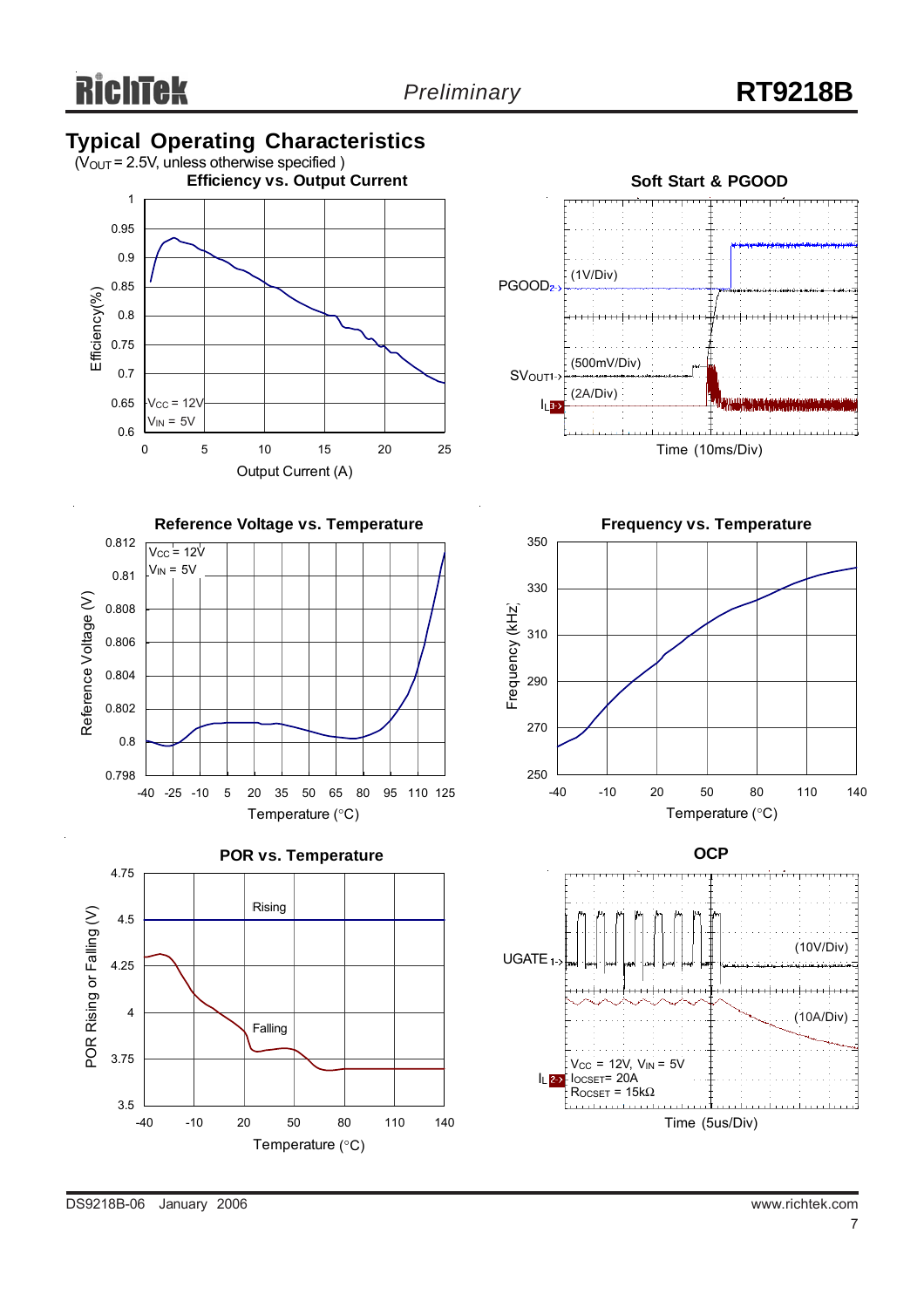## Typical Operating Characteristics

($V_{OUT}$ = 2.5V, unless otherwise specified )

**Efficiency vs. Output Current**

Efficiency(%) vs. Output Current (A); $V_{CC}$ = 12V, $V_{IN}$ = 5V

**Soft Start & PGOOD**

PGOOD (1V/Div), $SV_{OUT}$ (500mV/Div), $I_L$ (2A/Div); Time (10ms/Div)

**Reference Voltage vs. Temperature**

Reference Voltage (V) vs. Temperature (°C); $V_{CC}$ = 12V, $V_{IN}$ = 5V

**Frequency vs. Temperature**

Frequency (kHz) vs. Temperature (°C)

**POR vs. Temperature**

POR Rising or Falling (V) vs. Temperature (°C); Rising, Falling

**OCP**

UGATE (10V/Div), $I_L$ (10A/Div); $V_{CC}$ = 12V, $V_{IN}$ = 5V, $I_{OCSET}$ = 20A, $R_{OCSET}$ = 15kΩ; Time (5us/Div)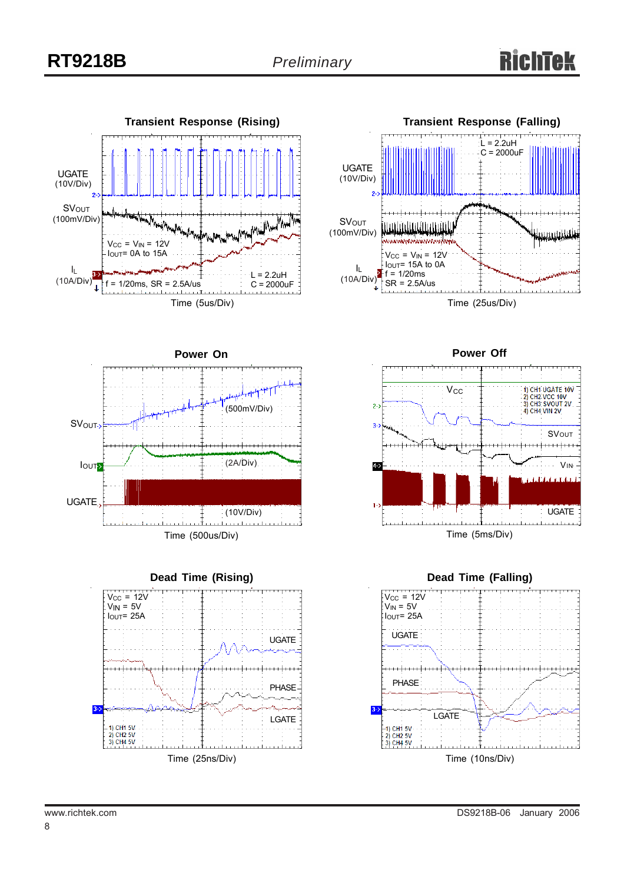## Transient Response (Rising)

UGATE (10V/Div)

SVOUT (100mV/Div)

$I_L$ (10A/Div)

$V_{CC}$ = $V_{IN}$ = 12V
$I_{OUT}$ = 0A to 15A

f = 1/20ms, SR = 2.5A/us

L = 2.2uH
C = 2000uF

Time (5us/Div)

## Transient Response (Falling)

L = 2.2uH
C = 2000uF

UGATE (10V/Div)

SVOUT (100mV/Div)

$I_L$ (10A/Div)

$V_{CC}$ = $V_{IN}$ = 12V
$I_{OUT}$ = 15A to 0A
f = 1/20ms
SR = 2.5A/us

Time (25us/Div)

## Power On

SVOUT (500mV/Div)

$I_{OUT}$ (2A/Div)

UGATE (10V/Div)

Time (500us/Div)

## Power Off

$V_{CC}$

1) CH1 UGATE 10V
2) CH2 VCC 10V
3) CH3 SVOUT 2V
4) CH4 VIN 2V

SVOUT

$V_{IN}$

UGATE

Time (5ms/Div)

## Dead Time (Rising)

$V_{CC}$ = 12V
$V_{IN}$ = 5V
$I_{OUT}$ = 25A

UGATE

PHASE

LGATE

1) CH1 5V
2) CH2 5V
3) CH4 5V

Time (25ns/Div)

## Dead Time (Falling)

$V_{CC}$ = 12V
$V_{IN}$ = 5V
$I_{OUT}$ = 25A

UGATE

PHASE

LGATE

1) CH1 5V
2) CH2 5V
3) CH4 5V

Time (10ns/Div)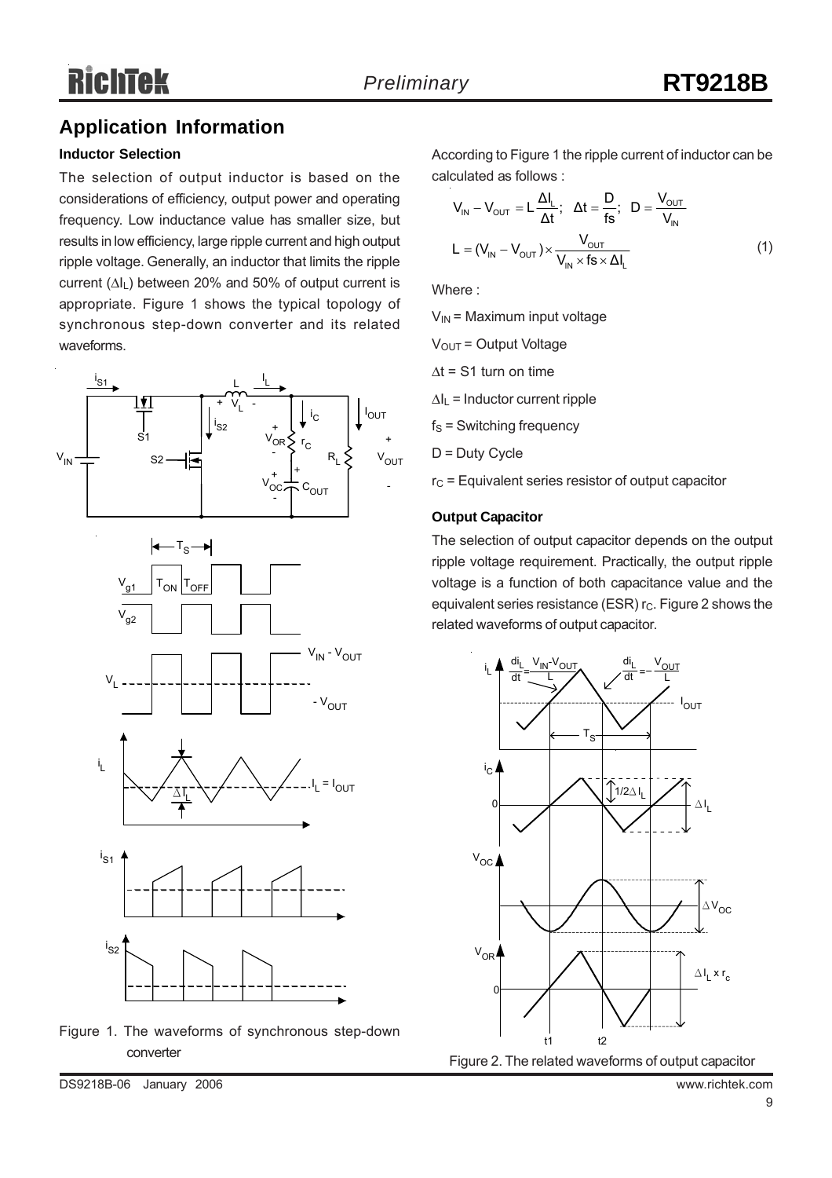## Application Information

### Inductor Selection

The selection of output inductor is based on the considerations of efficiency, output power and operating frequency. Low inductance value has smaller size, but results in low efficiency, large ripple current and high output ripple voltage. Generally, an inductor that limits the ripple current ($\Delta I_L$) between 20% and 50% of output current is appropriate. Figure 1 shows the typical topology of synchronous step-down converter and its related waveforms.

Figure 1. The waveforms of synchronous step-down converter

According to Figure 1 the ripple current of inductor can be calculated as follows :

$$V_{IN} - V_{OUT} = L\frac{\Delta I_L}{\Delta t};\quad \Delta t = \frac{D}{fs};\quad D = \frac{V_{OUT}}{V_{IN}}$$

$$L = (V_{IN} - V_{OUT}) \times \frac{V_{OUT}}{V_{IN} \times fs \times \Delta I_L} \qquad (1)$$

Where :

$V_{IN}$ = Maximum input voltage

$V_{OUT}$ = Output Voltage

$\Delta t$ = S1 turn on time

$\Delta I_L$ = Inductor current ripple

$f_S$ = Switching frequency

D = Duty Cycle

$r_C$ = Equivalent series resistor of output capacitor

### Output Capacitor

The selection of output capacitor depends on the output ripple voltage requirement. Practically, the output ripple voltage is a function of both capacitance value and the equivalent series resistance (ESR) $r_C$. Figure 2 shows the related waveforms of output capacitor.

Figure 2. The related waveforms of output capacitor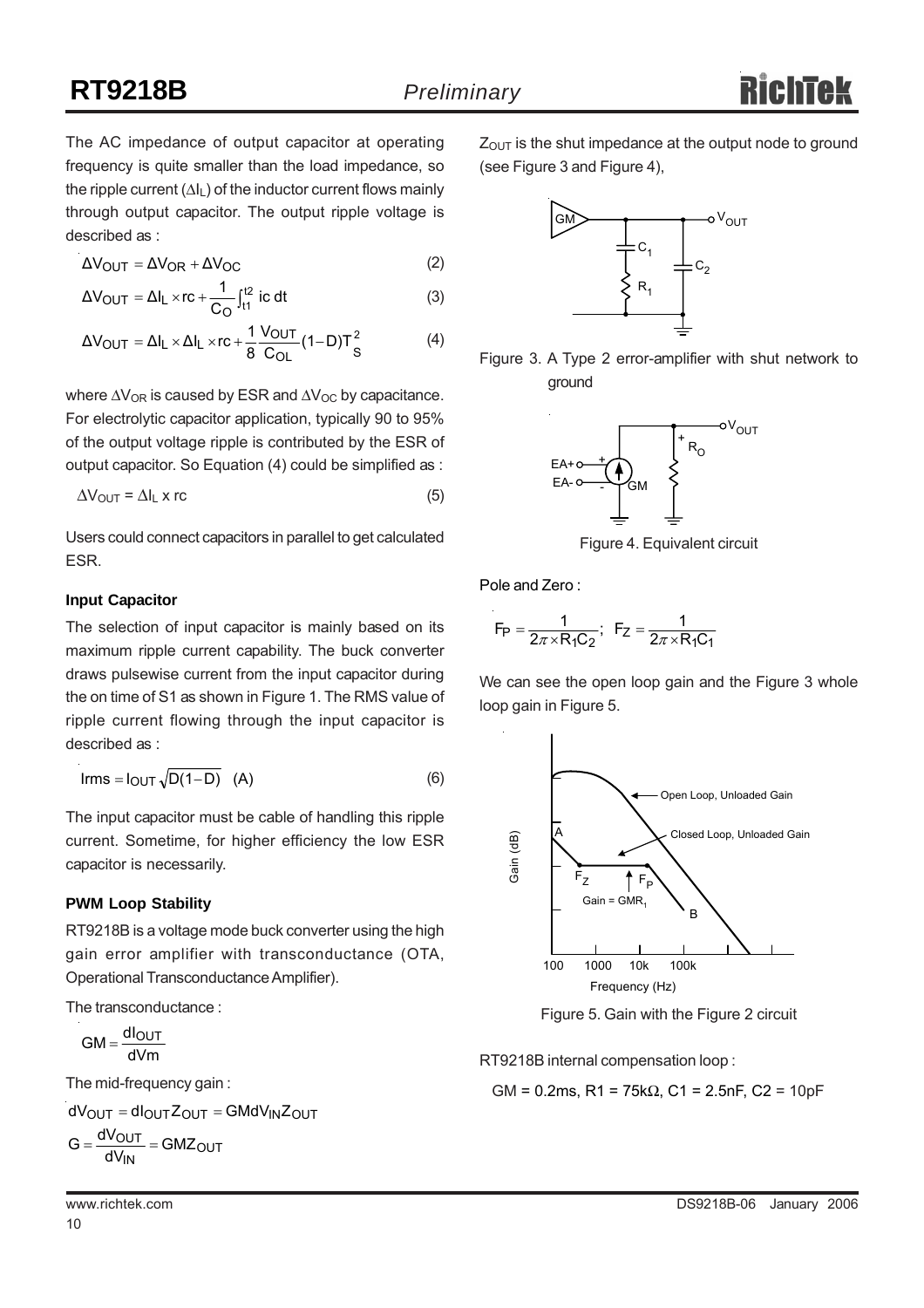The AC impedance of output capacitor at operating frequency is quite smaller than the load impedance, so the ripple current ($\Delta I_L$) of the inductor current flows mainly through output capacitor. The output ripple voltage is described as :

$$\Delta V_{OUT} = \Delta V_{OR} + \Delta V_{OC} \quad (2)$$

$$\Delta V_{OUT} = \Delta I_L \times rc + \frac{1}{C_O}\int_{t1}^{t2} ic\,dt \quad (3)$$

$$\Delta V_{OUT} = \Delta I_L \times \Delta I_L \times rc + \frac{1}{8}\frac{V_{OUT}}{C_{OL}}(1-D)T_S^2 \quad (4)$$

where $\Delta V_{OR}$ is caused by ESR and $\Delta V_{OC}$ by capacitance. For electrolytic capacitor application, typically 90 to 95% of the output voltage ripple is contributed by the ESR of output capacitor. So Equation (4) could be simplified as :

$$\Delta V_{OUT} = \Delta I_L \text{ x } rc \quad (5)$$

Users could connect capacitors in parallel to get calculated ESR.

#### Input Capacitor

The selection of input capacitor is mainly based on its maximum ripple current capability. The buck converter draws pulsewise current from the input capacitor during the on time of S1 as shown in Figure 1. The RMS value of ripple current flowing through the input capacitor is described as :

$$Irms = I_{OUT}\sqrt{D(1-D)} \quad (A) \quad (6)$$

The input capacitor must be cable of handling this ripple current. Sometime, for higher efficiency the low ESR capacitor is necessarily.

#### PWM Loop Stability

RT9218B is a voltage mode buck converter using the high gain error amplifier with transconductance (OTA, Operational Transconductance Amplifier).

The transconductance :

$$GM = \frac{dI_{OUT}}{dVm}$$

The mid-frequency gain :

$$dV_{OUT} = dI_{OUT}Z_{OUT} = GMdV_{IN}Z_{OUT}$$

$$G = \frac{dV_{OUT}}{dV_{IN}} = GMZ_{OUT}$$

$Z_{OUT}$ is the shut impedance at the output node to ground (see Figure 3 and Figure 4),

Figure 3. A Type 2 error-amplifier with shut network to ground

Figure 4. Equivalent circuit

Pole and Zero :

$$F_P = \frac{1}{2\pi \times R_1C_2}; \quad F_Z = \frac{1}{2\pi \times R_1C_1}$$

We can see the open loop gain and the Figure 3 whole loop gain in Figure 5.

Figure 5. Gain with the Figure 2 circuit

RT9218B internal compensation loop :

GM = 0.2ms, R1 = 75kΩ, C1 = 2.5nF, C2 = 10pF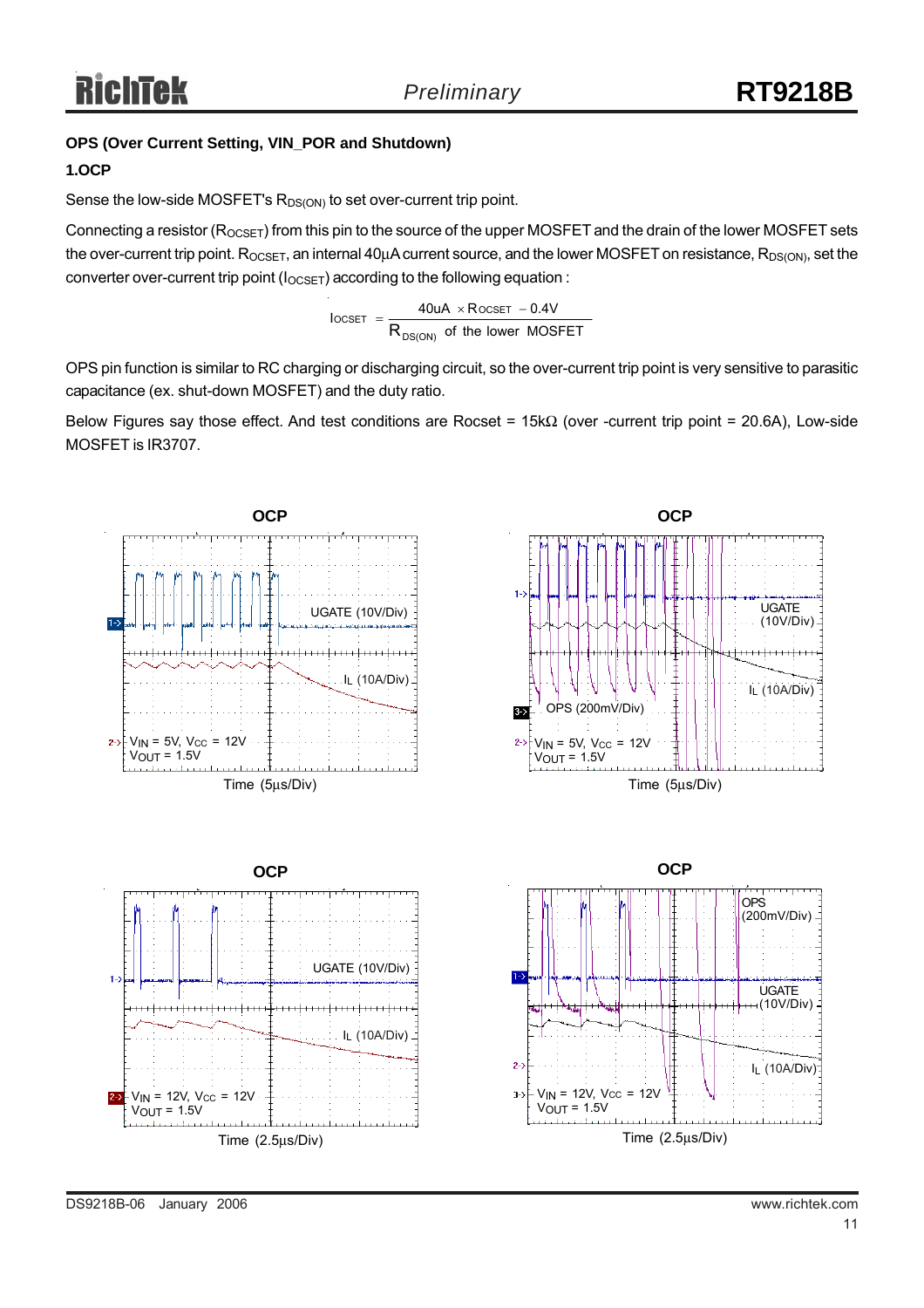### OPS (Over Current Setting, VIN_POR and Shutdown)

#### 1.OCP

Sense the low-side MOSFET's $R_{DS(ON)}$ to set over-current trip point.

Connecting a resistor ($R_{OCSET}$) from this pin to the source of the upper MOSFET and the drain of the lower MOSFET sets the over-current trip point. $R_{OCSET}$, an internal 40μA current source, and the lower MOSFET on resistance, $R_{DS(ON)}$, set the converter over-current trip point ($I_{OCSET}$) according to the following equation :

$$I_{OCSET} = \frac{40uA \times R_{OCSET} - 0.4V}{R_{DS(ON)} \text{ of the lower MOSFET}}$$

OPS pin function is similar to RC charging or discharging circuit, so the over-current trip point is very sensitive to parasitic capacitance (ex. shut-down MOSFET) and the duty ratio.

Below Figures say those effect. And test conditions are Rocset = 15kΩ (over -current trip point = 20.6A), Low-side MOSFET is IR3707.

**OCP**

UGATE (10V/Div)

$I_L$ (10A/Div)

$V_{IN}$ = 5V, $V_{CC}$ = 12V
$V_{OUT}$ = 1.5V

Time (5μs/Div)

**OCP**

UGATE (10V/Div)

$I_L$ (10A/Div)

OPS (200mV/Div)

$V_{IN}$ = 5V, $V_{CC}$ = 12V
$V_{OUT}$ = 1.5V

Time (5μs/Div)

**OCP**

UGATE (10V/Div)

$I_L$ (10A/Div)

$V_{IN}$ = 12V, $V_{CC}$ = 12V
$V_{OUT}$ = 1.5V

Time (2.5μs/Div)

**OCP**

OPS (200mV/Div)

UGATE (10V/Div)

$I_L$ (10A/Div)

$V_{IN}$ = 12V, $V_{CC}$ = 12V
$V_{OUT}$ = 1.5V

Time (2.5μs/Div)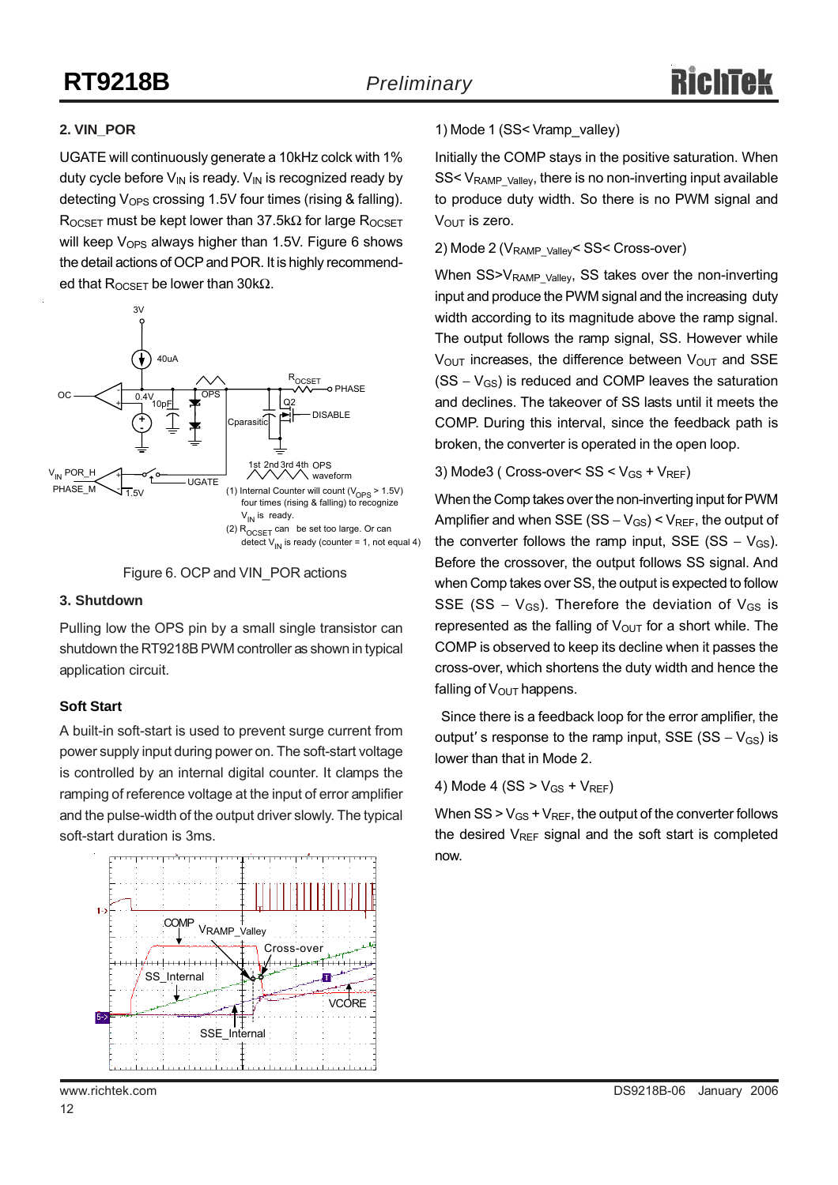### 2. VIN_POR

UGATE will continuously generate a 10kHz colck with 1% duty cycle before $V_{IN}$ is ready. $V_{IN}$ is recognized ready by detecting $V_{OPS}$ crossing 1.5V four times (rising & falling). $R_{OCSET}$ must be kept lower than 37.5kΩ for large $R_{OCSET}$ will keep $V_{OPS}$ always higher than 1.5V. Figure 6 shows the detail actions of OCP and POR. It is highly recommended that $R_{OCSET}$ be lower than 30kΩ.

Figure 6. OCP and VIN_POR actions

### 3. Shutdown

Pulling low the OPS pin by a small single transistor can shutdown the RT9218B PWM controller as shown in typical application circuit.

### Soft Start

A built-in soft-start is used to prevent surge current from power supply input during power on. The soft-start voltage is controlled by an internal digital counter. It clamps the ramping of reference voltage at the input of error amplifier and the pulse-width of the output driver slowly. The typical soft-start duration is 3ms.

1) Mode 1 (SS< Vramp_valley)

Initially the COMP stays in the positive saturation. When SS< $V_{RAMP\_Valley}$, there is no non-inverting input available to produce duty width. So there is no PWM signal and $V_{OUT}$ is zero.

2) Mode 2 ($V_{RAMP\_Valley}$< SS< Cross-over)

When SS>$V_{RAMP\_Valley}$, SS takes over the non-inverting input and produce the PWM signal and the increasing duty width according to its magnitude above the ramp signal. The output follows the ramp signal, SS. However while $V_{OUT}$ increases, the difference between $V_{OUT}$ and SSE (SS – $V_{GS}$) is reduced and COMP leaves the saturation and declines. The takeover of SS lasts until it meets the COMP. During this interval, since the feedback path is broken, the converter is operated in the open loop.

3) Mode3 ( Cross-over< SS < $V_{GS}$ + $V_{REF}$)

When the Comp takes over the non-inverting input for PWM Amplifier and when SSE (SS – $V_{GS}$) < $V_{REF}$, the output of the converter follows the ramp input, SSE (SS – $V_{GS}$). Before the crossover, the output follows SS signal. And when Comp takes over SS, the output is expected to follow SSE (SS – $V_{GS}$). Therefore the deviation of $V_{GS}$ is represented as the falling of $V_{OUT}$ for a short while. The COMP is observed to keep its decline when it passes the cross-over, which shortens the duty width and hence the falling of $V_{OUT}$ happens.

Since there is a feedback loop for the error amplifier, the output' s response to the ramp input, SSE (SS – $V_{GS}$) is lower than that in Mode 2.

4) Mode 4 (SS > $V_{GS}$ + $V_{REF}$)

When SS > $V_{GS}$ + $V_{REF}$, the output of the converter follows the desired $V_{REF}$ signal and the soft start is completed now.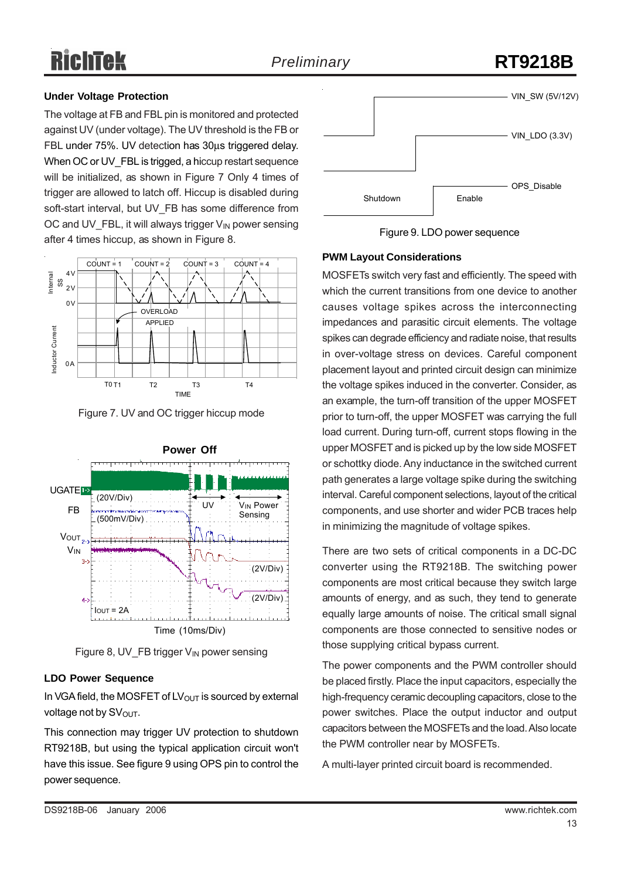## Under Voltage Protection

The voltage at FB and FBL pin is monitored and protected against UV (under voltage). The UV threshold is the FB or FBL under 75%. UV detection has 30μs triggered delay. When OC or UV_FBL is trigged, a hiccup restart sequence will be initialized, as shown in Figure 7 Only 4 times of trigger are allowed to latch off. Hiccup is disabled during soft-start interval, but UV_FB has some difference from OC and UV_FBL, it will always trigger $V_{IN}$ power sensing after 4 times hiccup, as shown in Figure 8.

Figure 7. UV and OC trigger hiccup mode

Figure 8, UV_FB trigger $V_{IN}$ power sensing

## LDO Power Sequence

In VGA field, the MOSFET of $LV_{OUT}$ is sourced by external voltage not by $SV_{OUT}$.

This connection may trigger UV protection to shutdown RT9218B, but using the typical application circuit won't have this issue. See figure 9 using OPS pin to control the power sequence.

Figure 9. LDO power sequence

## PWM Layout Considerations

MOSFETs switch very fast and efficiently. The speed with which the current transitions from one device to another causes voltage spikes across the interconnecting impedances and parasitic circuit elements. The voltage spikes can degrade efficiency and radiate noise, that results in over-voltage stress on devices. Careful component placement layout and printed circuit design can minimize the voltage spikes induced in the converter. Consider, as an example, the turn-off transition of the upper MOSFET prior to turn-off, the upper MOSFET was carrying the full load current. During turn-off, current stops flowing in the upper MOSFET and is picked up by the low side MOSFET or schottky diode. Any inductance in the switched current path generates a large voltage spike during the switching interval. Careful component selections, layout of the critical components, and use shorter and wider PCB traces help in minimizing the magnitude of voltage spikes.

There are two sets of critical components in a DC-DC converter using the RT9218B. The switching power components are most critical because they switch large amounts of energy, and as such, they tend to generate equally large amounts of noise. The critical small signal components are those connected to sensitive nodes or those supplying critical bypass current.

The power components and the PWM controller should be placed firstly. Place the input capacitors, especially the high-frequency ceramic decoupling capacitors, close to the power switches. Place the output inductor and output capacitors between the MOSFETs and the load. Also locate the PWM controller near by MOSFETs.

A multi-layer printed circuit board is recommended.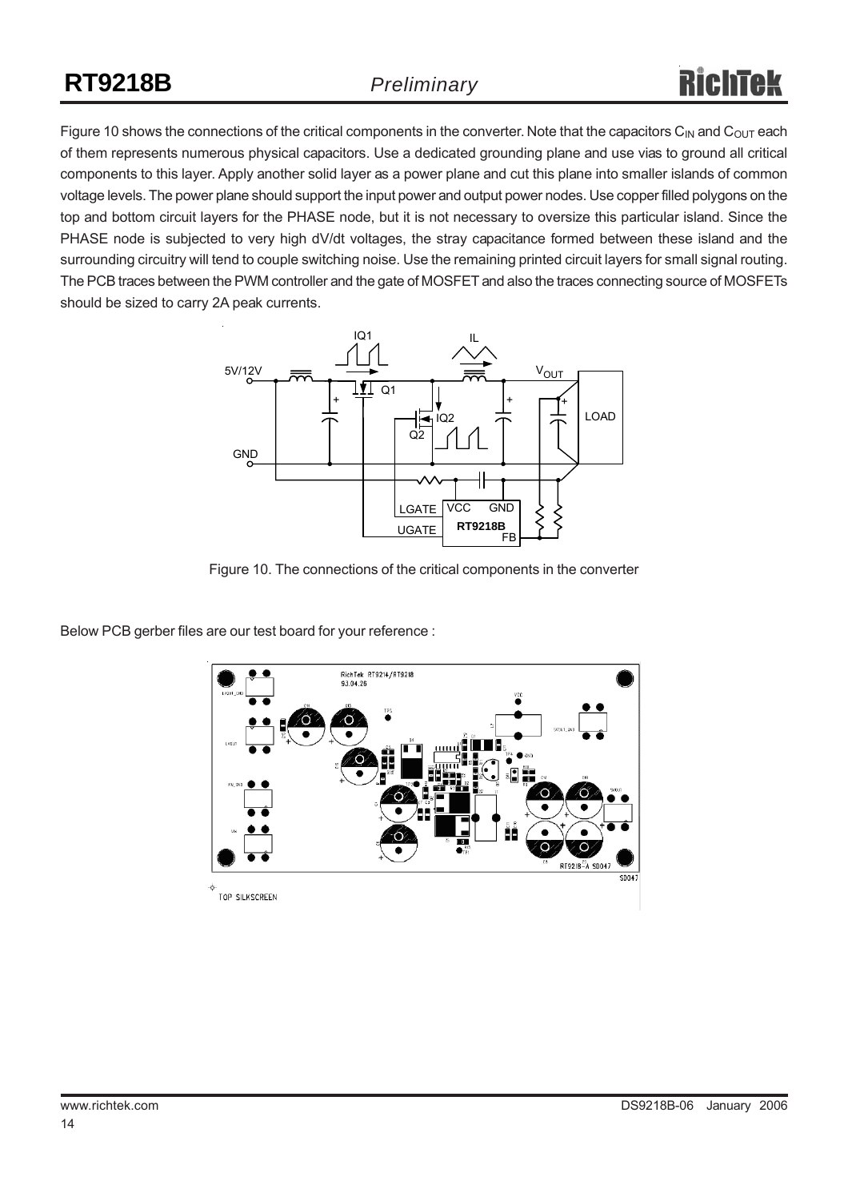Figure 10 shows the connections of the critical components in the converter. Note that the capacitors $C_{IN}$ and $C_{OUT}$ each of them represents numerous physical capacitors. Use a dedicated grounding plane and use vias to ground all critical components to this layer. Apply another solid layer as a power plane and cut this plane into smaller islands of common voltage levels. The power plane should support the input power and output power nodes. Use copper filled polygons on the top and bottom circuit layers for the PHASE node, but it is not necessary to oversize this particular island. Since the PHASE node is subjected to very high dV/dt voltages, the stray capacitance formed between these island and the surrounding circuitry will tend to couple switching noise. Use the remaining printed circuit layers for small signal routing. The PCB traces between the PWM controller and the gate of MOSFET and also the traces connecting source of MOSFETs should be sized to carry 2A peak currents.

Figure 10. The connections of the critical components in the converter

Below PCB gerber files are our test board for your reference :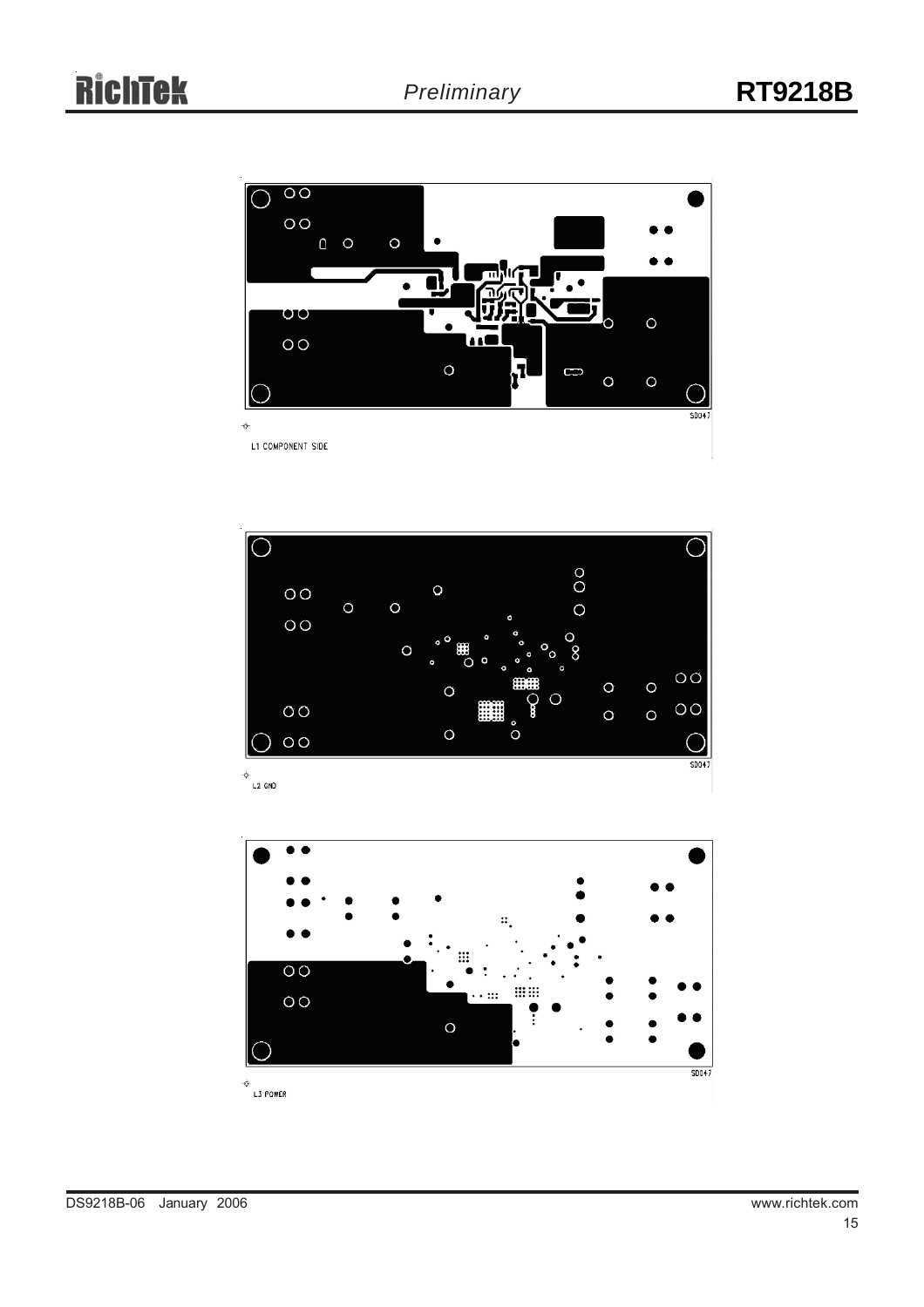SD047

L1 COMPONENT SIDE

SD047

L2 GND

SD047

L3 POWER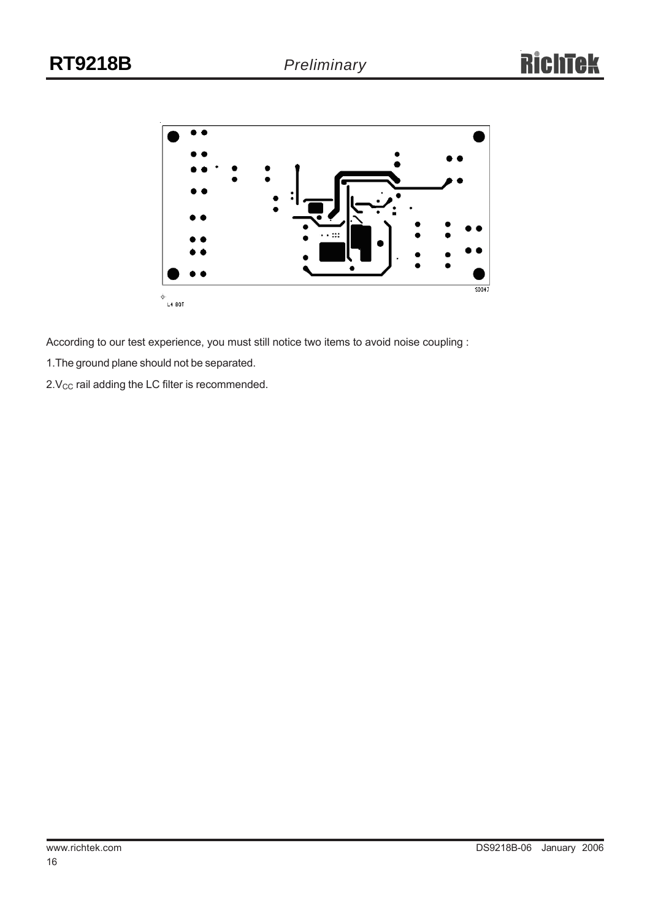According to our test experience, you must still notice two items to avoid noise coupling :

1.The ground plane should not be separated.

2.$V_{CC}$ rail adding the LC filter is recommended.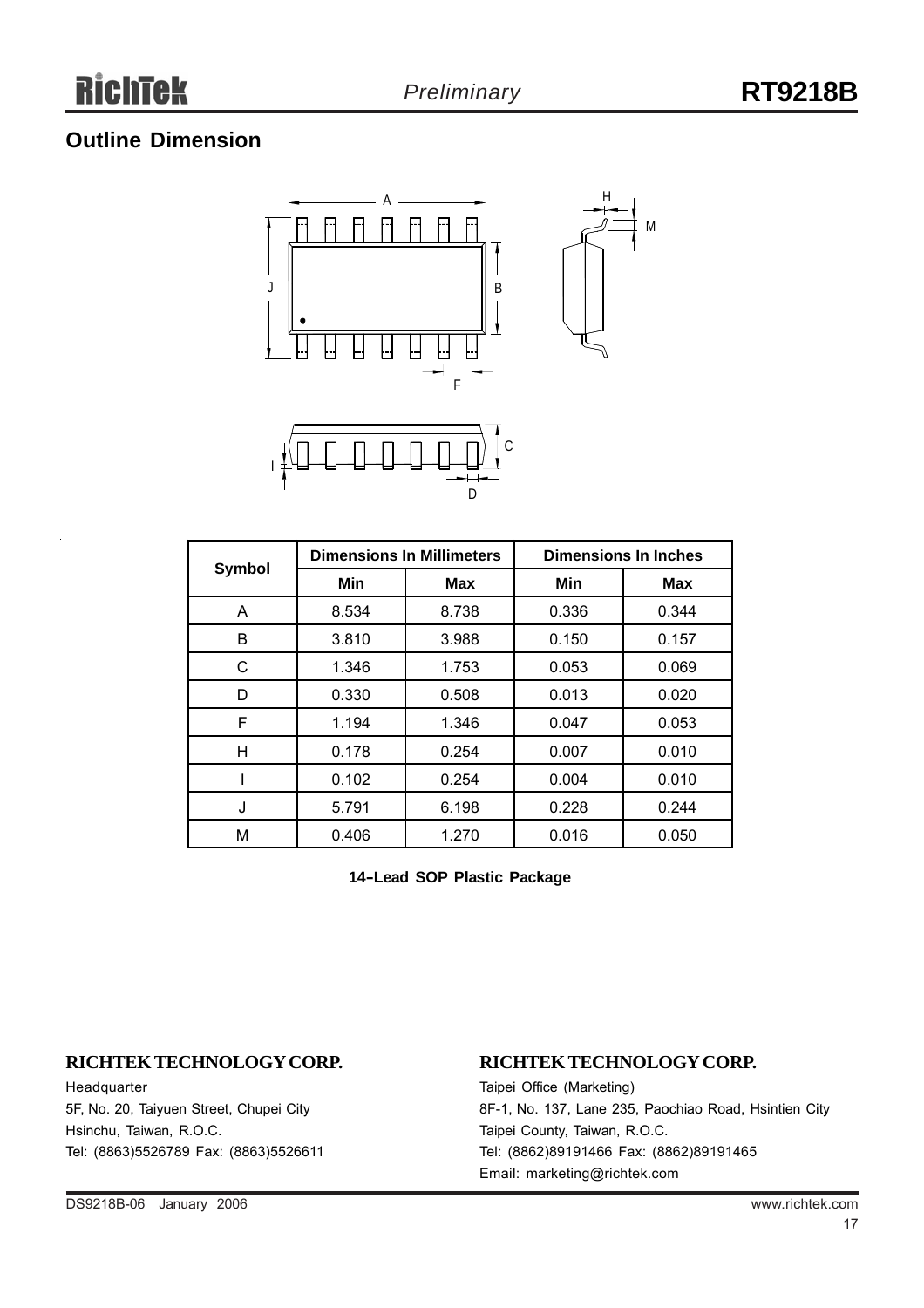## Outline Dimension

A
H
M
J
B
F
C
I
D

| Symbol | Dimensions In Millimeters | | Dimensions In Inches | |
|---|---|---|---|---|
| | Min | Max | Min | Max |
| A | 8.534 | 8.738 | 0.336 | 0.344 |
| B | 3.810 | 3.988 | 0.150 | 0.157 |
| C | 1.346 | 1.753 | 0.053 | 0.069 |
| D | 0.330 | 0.508 | 0.013 | 0.020 |
| F | 1.194 | 1.346 | 0.047 | 0.053 |
| H | 0.178 | 0.254 | 0.007 | 0.010 |
| I | 0.102 | 0.254 | 0.004 | 0.010 |
| J | 5.791 | 6.198 | 0.228 | 0.244 |
| M | 0.406 | 1.270 | 0.016 | 0.050 |

**14–Lead SOP Plastic Package**

**RICHTEK TECHNOLOGY CORP.**

Headquarter
5F, No. 20, Taiyuen Street, Chupei City
Hsinchu, Taiwan, R.O.C.
Tel: (8863)5526789 Fax: (8863)5526611

**RICHTEK TECHNOLOGY CORP.**

Taipei Office (Marketing)
8F-1, No. 137, Lane 235, Paochiao Road, Hsintien City
Taipei County, Taiwan, R.O.C.
Tel: (8862)89191466 Fax: (8862)89191465
Email: marketing@richtek.com